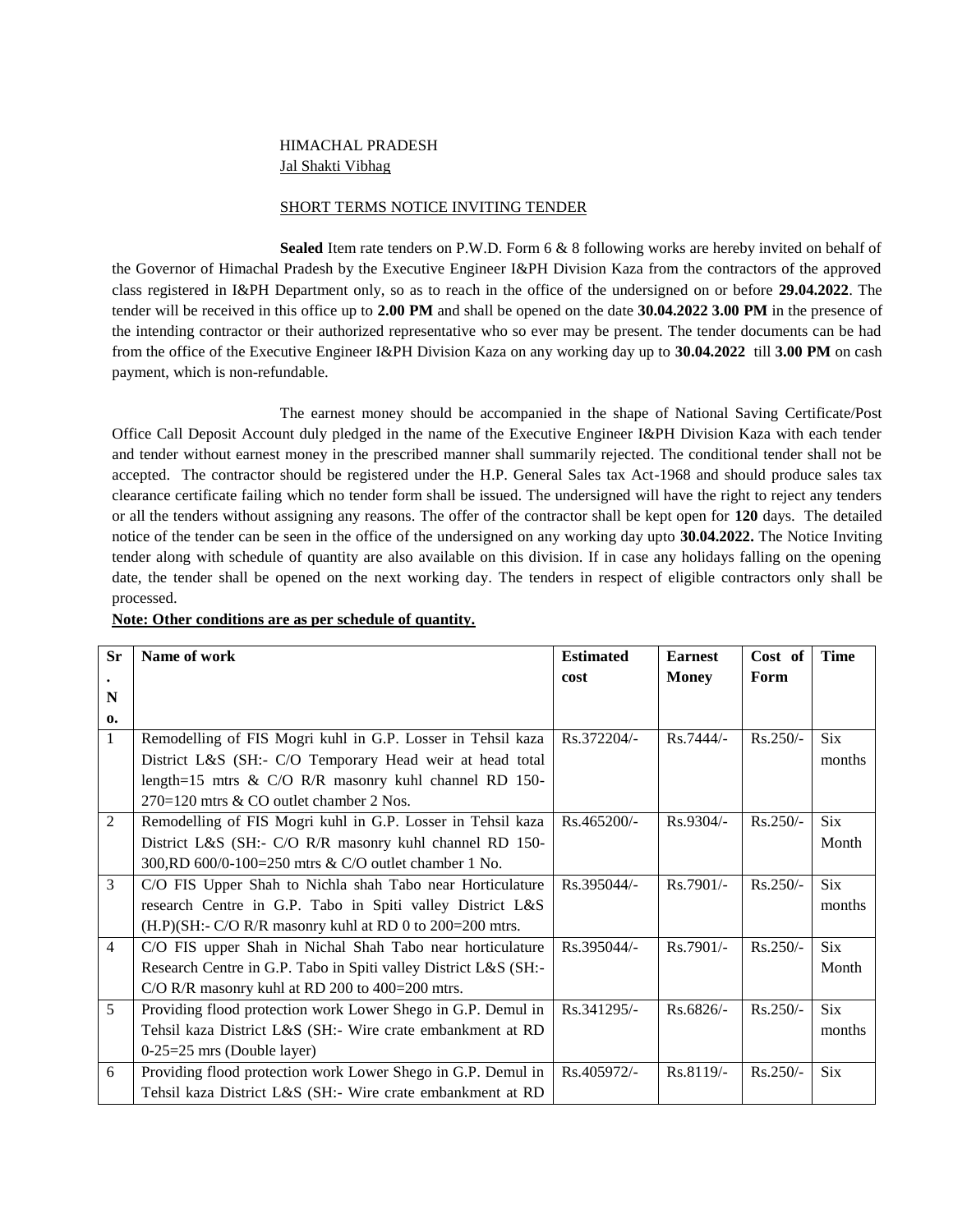HIMACHAL PRADESH

Jal Shakti Vibhag

SHORT TERMS NOTICE INVITING TENDER

**Sealed** Item rate tenders on P.W.D. Form 6 & 8 following works are hereby invited on behalf of the Governor of Himachal Pradesh by the Executive Engineer I&PH Division Kaza from the contractors of the approved class registered in I&PH Department only, so as to reach in the office of the undersigned on or before **29.04.2022**. The tender will be received in this office up to **2.00 PM** and shall be opened on the date **30.04.2022 3.00 PM** in the presence of the intending contractor or their authorized representative who so ever may be present. The tender documents can be had from the office of the Executive Engineer I&PH Division Kaza on any working day up to **30.04.2022** till **3.00 PM** on cash payment, which is non-refundable.

The earnest money should be accompanied in the shape of National Saving Certificate/Post Office Call Deposit Account duly pledged in the name of the Executive Engineer I&PH Division Kaza with each tender and tender without earnest money in the prescribed manner shall summarily rejected. The conditional tender shall not be accepted. The contractor should be registered under the H.P. General Sales tax Act-1968 and should produce sales tax clearance certificate failing which no tender form shall be issued. The undersigned will have the right to reject any tenders or all the tenders without assigning any reasons. The offer of the contractor shall be kept open for **120** days. The detailed notice of the tender can be seen in the office of the undersigned on any working day upto **30.04.2022.** The Notice Inviting tender along with schedule of quantity are also available on this division. If in case any holidays falling on the opening date, the tender shall be opened on the next working day. The tenders in respect of eligible contractors only shall be processed.

**Note: Other conditions are as per schedule of quantity.**

| Sr. No. | Name of work | Estimated cost | Earnest Money | Cost of Form | Time |
|---|---|---|---|---|---|
| 1 | Remodelling of FIS Mogri kuhl in G.P. Losser in Tehsil kaza District L&S (SH:- C/O Temporary Head weir at head total length=15 mtrs & C/O R/R masonry kuhl channel RD 150-270=120 mtrs & CO outlet chamber 2 Nos. | Rs.372204/- | Rs.7444/- | Rs.250/- | Six months |
| 2 | Remodelling of FIS Mogri kuhl in G.P. Losser in Tehsil kaza District L&S (SH:- C/O R/R masonry kuhl channel RD 150-300,RD 600/0-100=250 mtrs & C/O outlet chamber 1 No. | Rs.465200/- | Rs.9304/- | Rs.250/- | Six Month |
| 3 | C/O FIS Upper Shah to Nichla shah Tabo near Horticulature research Centre in G.P. Tabo in Spiti valley District L&S (H.P)(SH:- C/O R/R masonry kuhl at RD 0 to 200=200 mtrs. | Rs.395044/- | Rs.7901/- | Rs.250/- | Six months |
| 4 | C/O FIS upper Shah in Nichal Shah Tabo near horticulature Research Centre in G.P. Tabo in Spiti valley District L&S (SH:- C/O R/R masonry kuhl at RD 200 to 400=200 mtrs. | Rs.395044/- | Rs.7901/- | Rs.250/- | Six Month |
| 5 | Providing flood protection work Lower Shego in G.P. Demul in Tehsil kaza District L&S (SH:- Wire crate embankment at RD 0-25=25 mrs (Double layer) | Rs.341295/- | Rs.6826/- | Rs.250/- | Six months |
| 6 | Providing flood protection work Lower Shego in G.P. Demul in Tehsil kaza District L&S (SH:- Wire crate embankment at RD | Rs.405972/- | Rs.8119/- | Rs.250/- | Six |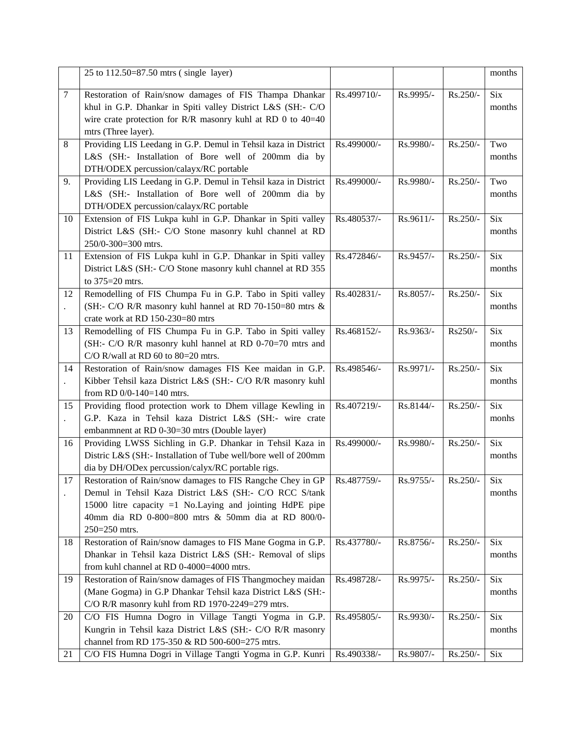|  |  |  |  |  |  |
|---|---|---|---|---|---|
|  | 25 to 112.50=87.50 mtrs ( single layer) |  |  |  | months |
| 7 | Restoration of Rain/snow damages of FIS Thampa Dhankar khul in G.P. Dhankar in Spiti valley District L&S (SH:- C/O wire crate protection for R/R masonry kuhl at RD 0 to 40=40 mtrs (Three layer). | Rs.499710/- | Rs.9995/- | Rs.250/- | Six months |
| 8 | Providing LIS Leedang in G.P. Demul in Tehsil kaza in District L&S (SH:- Installation of Bore well of 200mm dia by DTH/ODEX percussion/calayx/RC portable | Rs.499000/- | Rs.9980/- | Rs.250/- | Two months |
| 9. | Providing LIS Leedang in G.P. Demul in Tehsil kaza in District L&S (SH:- Installation of Bore well of 200mm dia by DTH/ODEX percussion/calayx/RC portable | Rs.499000/- | Rs.9980/- | Rs.250/- | Two months |
| 10 | Extension of FIS Lukpa kuhl in G.P. Dhankar in Spiti valley District L&S (SH:- C/O Stone masonry kuhl channel at RD 250/0-300=300 mtrs. | Rs.480537/- | Rs.9611/- | Rs.250/- | Six months |
| 11 | Extension of FIS Lukpa kuhl in G.P. Dhankar in Spiti valley District L&S (SH:- C/O Stone masonry kuhl channel at RD 355 to 375=20 mtrs. | Rs.472846/- | Rs.9457/- | Rs.250/- | Six months |
| 12. | Remodelling of FIS Chumpa Fu in G.P. Tabo in Spiti valley (SH:- C/O R/R masonry kuhl hannel at RD 70-150=80 mtrs & crate work at RD 150-230=80 mtrs | Rs.402831/- | Rs.8057/- | Rs.250/- | Six months |
| 13 | Remodelling of FIS Chumpa Fu in G.P. Tabo in Spiti valley (SH:- C/O R/R masonry kuhl hannel at RD 0-70=70 mtrs and C/O R/wall at RD 60 to 80=20 mtrs. | Rs.468152/- | Rs.9363/- | Rs250/- | Six months |
| 14. | Restoration of Rain/snow damages FIS Kee maidan in G.P. Kibber Tehsil kaza District L&S (SH:- C/O R/R masonry kuhl from RD 0/0-140=140 mtrs. | Rs.498546/- | Rs.9971/- | Rs.250/- | Six months |
| 15. | Providing flood protection work to Dhem village Kewling in G.P. Kaza in Tehsil kaza District L&S (SH:- wire crate embanmnent at RD 0-30=30 mtrs (Double layer) | Rs.407219/- | Rs.8144/- | Rs.250/- | Six monhs |
| 16 | Providing LWSS Sichling in G.P. Dhankar in Tehsil Kaza in Distric L&S (SH:- Installation of Tube well/bore well of 200mm dia by DH/ODex percussion/calyx/RC portable rigs. | Rs.499000/- | Rs.9980/- | Rs.250/- | Six months |
| 17. | Restoration of Rain/snow damages to FIS Rangche Chey in GP Demul in Tehsil Kaza District L&S (SH:- C/O RCC S/tank 15000 litre capacity =1 No.Laying and jointing HdPE pipe 40mm dia RD 0-800=800 mtrs & 50mm dia at RD 800/0-250=250 mtrs. | Rs.487759/- | Rs.9755/- | Rs.250/- | Six months |
| 18 | Restoration of Rain/snow damages to FIS Mane Gogma in G.P. Dhankar in Tehsil kaza District L&S (SH:- Removal of slips from kuhl channel at RD 0-4000=4000 mtrs. | Rs.437780/- | Rs.8756/- | Rs.250/- | Six months |
| 19 | Restoration of Rain/snow damages of FIS Thangmochey maidan (Mane Gogma) in G.P Dhankar Tehsil kaza District L&S (SH:- C/O R/R masonry kuhl from RD 1970-2249=279 mtrs. | Rs.498728/- | Rs.9975/- | Rs.250/- | Six months |
| 20 | C/O FIS Humna Dogro in Village Tangti Yogma in G.P. Kungrin in Tehsil kaza District L&S (SH:- C/O R/R masonry channel from RD 175-350 & RD 500-600=275 mtrs. | Rs.495805/- | Rs.9930/- | Rs.250/- | Six months |
| 21 | C/O FIS Humna Dogri in Village Tangti Yogma in G.P. Kunri | Rs.490338/- | Rs.9807/- | Rs.250/- | Six |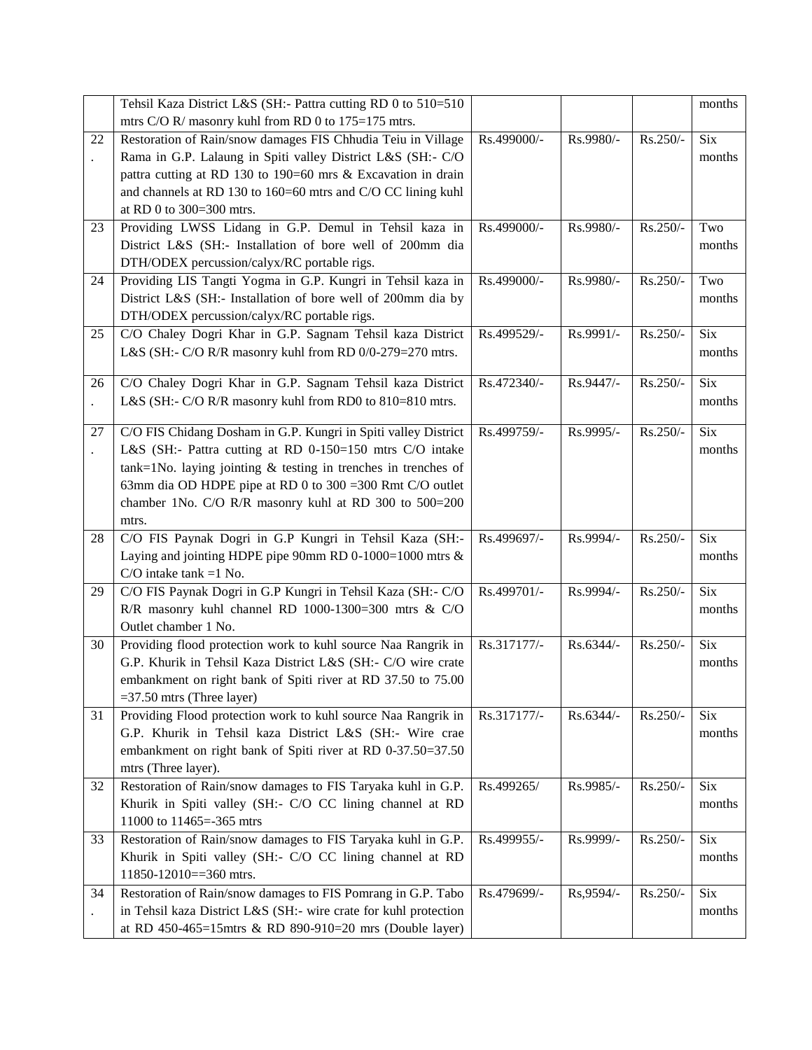| | | | | | |
|---|---|---|---|---|---|
| | Tehsil Kaza District L&S (SH:- Pattra cutting RD 0 to 510=510 mtrs C/O R/ masonry kuhl from RD 0 to 175=175 mtrs. | | | | months |
| 22. | Restoration of Rain/snow damages FIS Chhudia Teiu in Village Rama in G.P. Lalaung in Spiti valley District L&S (SH:- C/O pattra cutting at RD 130 to 190=60 mrs & Excavation in drain and channels at RD 130 to 160=60 mtrs and C/O CC lining kuhl at RD 0 to 300=300 mtrs. | Rs.499000/- | Rs.9980/- | Rs.250/- | Six months |
| 23 | Providing LWSS Lidang in G.P. Demul in Tehsil kaza in District L&S (SH:- Installation of bore well of 200mm dia DTH/ODEX percussion/calyx/RC portable rigs. | Rs.499000/- | Rs.9980/- | Rs.250/- | Two months |
| 24 | Providing LIS Tangti Yogma in G.P. Kungri in Tehsil kaza in District L&S (SH:- Installation of bore well of 200mm dia by DTH/ODEX percussion/calyx/RC portable rigs. | Rs.499000/- | Rs.9980/- | Rs.250/- | Two months |
| 25 | C/O Chaley Dogri Khar in G.P. Sagnam Tehsil kaza District L&S (SH:- C/O R/R masonry kuhl from RD 0/0-279=270 mtrs. | Rs.499529/- | Rs.9991/- | Rs.250/- | Six months |
| 26. | C/O Chaley Dogri Khar in G.P. Sagnam Tehsil kaza District L&S (SH:- C/O R/R masonry kuhl from RD0 to 810=810 mtrs. | Rs.472340/- | Rs.9447/- | Rs.250/- | Six months |
| 27. | C/O FIS Chidang Dosham in G.P. Kungri in Spiti valley District L&S (SH:- Pattra cutting at RD 0-150=150 mtrs C/O intake tank=1No. laying jointing & testing in trenches in trenches of 63mm dia OD HDPE pipe at RD 0 to 300 =300 Rmt C/O outlet chamber 1No. C/O R/R masonry kuhl at RD 300 to 500=200 mtrs. | Rs.499759/- | Rs.9995/- | Rs.250/- | Six months |
| 28 | C/O FIS Paynak Dogri in G.P Kungri in Tehsil Kaza (SH:- Laying and jointing HDPE pipe 90mm RD 0-1000=1000 mtrs & C/O intake tank =1 No. | Rs.499697/- | Rs.9994/- | Rs.250/- | Six months |
| 29 | C/O FIS Paynak Dogri in G.P Kungri in Tehsil Kaza (SH:- C/O R/R masonry kuhl channel RD 1000-1300=300 mtrs & C/O Outlet chamber 1 No. | Rs.499701/- | Rs.9994/- | Rs.250/- | Six months |
| 30 | Providing flood protection work to kuhl source Naa Rangrik in G.P. Khurik in Tehsil Kaza District L&S (SH:- C/O wire crate embankment on right bank of Spiti river at RD 37.50 to 75.00 =37.50 mtrs (Three layer) | Rs.317177/- | Rs.6344/- | Rs.250/- | Six months |
| 31 | Providing Flood protection work to kuhl source Naa Rangrik in G.P. Khurik in Tehsil kaza District L&S (SH:- Wire crae embankment on right bank of Spiti river at RD 0-37.50=37.50 mtrs (Three layer). | Rs.317177/- | Rs.6344/- | Rs.250/- | Six months |
| 32 | Restoration of Rain/snow damages to FIS Taryaka kuhl in G.P. Khurik in Spiti valley (SH:- C/O CC lining channel at RD 11000 to 11465=-365 mtrs | Rs.499265/ | Rs.9985/- | Rs.250/- | Six months |
| 33 | Restoration of Rain/snow damages to FIS Taryaka kuhl in G.P. Khurik in Spiti valley (SH:- C/O CC lining channel at RD 11850-12010==360 mtrs. | Rs.499955/- | Rs.9999/- | Rs.250/- | Six months |
| 34. | Restoration of Rain/snow damages to FIS Pomrang in G.P. Tabo in Tehsil kaza District L&S (SH:- wire crate for kuhl protection at RD 450-465=15mtrs & RD 890-910=20 mrs (Double layer) | Rs.479699/- | Rs,9594/- | Rs.250/- | Six months |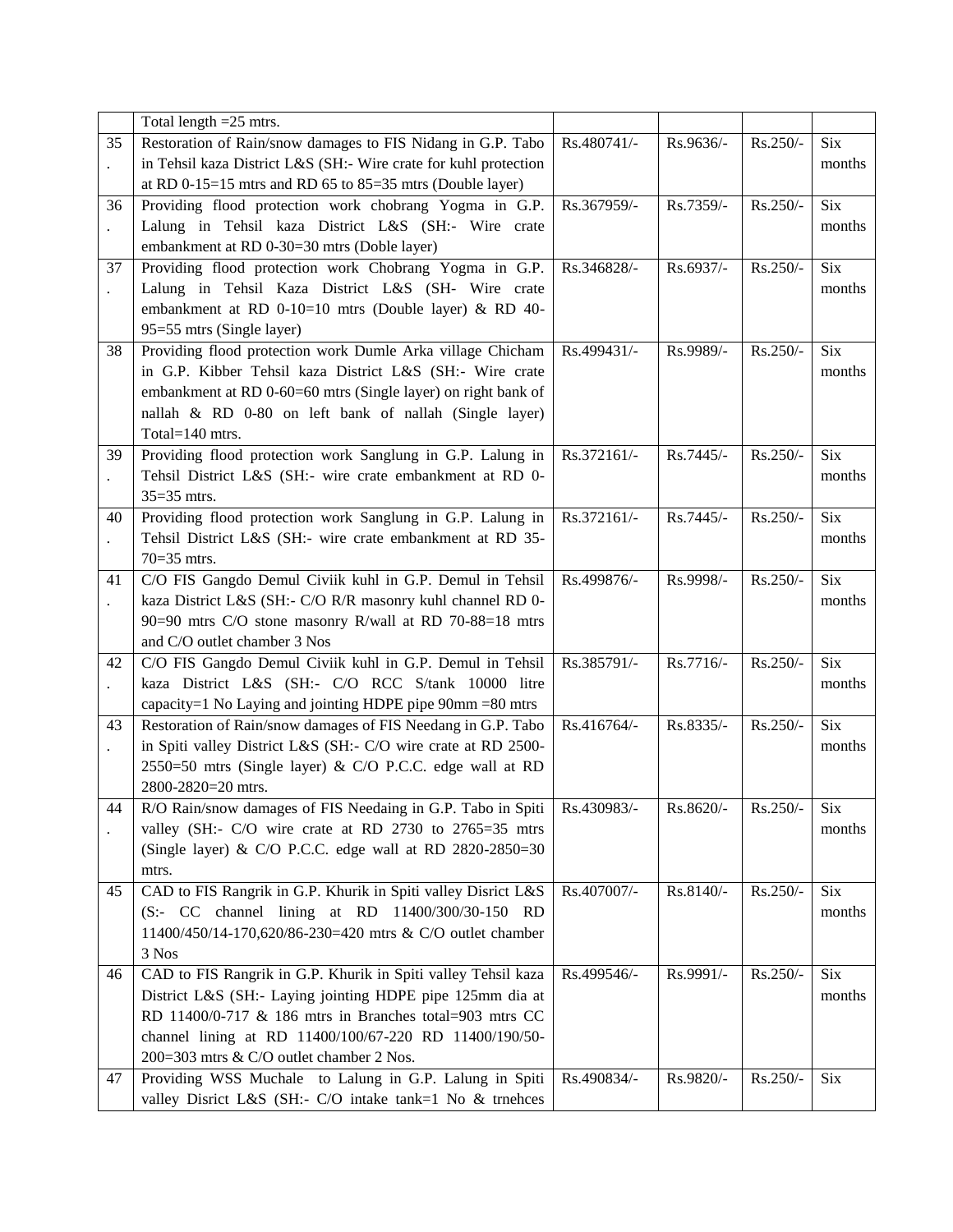| | | | | |
|---|---|---|---|---|
| | Total length =25 mtrs. | | | |
| 35. | Restoration of Rain/snow damages to FIS Nidang in G.P. Tabo in Tehsil kaza District L&S (SH:- Wire crate for kuhl protection at RD 0-15=15 mtrs and RD 65 to 85=35 mtrs (Double layer) | Rs.480741/- | Rs.9636/- | Rs.250/- | Six months |
| 36. | Providing flood protection work chobrang Yogma in G.P. Lalung in Tehsil kaza District L&S (SH:- Wire crate embankment at RD 0-30=30 mtrs (Doble layer) | Rs.367959/- | Rs.7359/- | Rs.250/- | Six months |
| 37. | Providing flood protection work Chobrang Yogma in G.P. Lalung in Tehsil Kaza District L&S (SH- Wire crate embankment at RD 0-10=10 mtrs (Double layer) & RD 40-95=55 mtrs (Single layer) | Rs.346828/- | Rs.6937/- | Rs.250/- | Six months |
| 38 | Providing flood protection work Dumle Arka village Chicham in G.P. Kibber Tehsil kaza District L&S (SH:- Wire crate embankment at RD 0-60=60 mtrs (Single layer) on right bank of nallah & RD 0-80 on left bank of nallah (Single layer) Total=140 mtrs. | Rs.499431/- | Rs.9989/- | Rs.250/- | Six months |
| 39. | Providing flood protection work Sanglung in G.P. Lalung in Tehsil District L&S (SH:- wire crate embankment at RD 0-35=35 mtrs. | Rs.372161/- | Rs.7445/- | Rs.250/- | Six months |
| 40. | Providing flood protection work Sanglung in G.P. Lalung in Tehsil District L&S (SH:- wire crate embankment at RD 35-70=35 mtrs. | Rs.372161/- | Rs.7445/- | Rs.250/- | Six months |
| 41. | C/O FIS Gangdo Demul Civiik kuhl in G.P. Demul in Tehsil kaza District L&S (SH:- C/O R/R masonry kuhl channel RD 0-90=90 mtrs C/O stone masonry R/wall at RD 70-88=18 mtrs and C/O outlet chamber 3 Nos | Rs.499876/- | Rs.9998/- | Rs.250/- | Six months |
| 42. | C/O FIS Gangdo Demul Civiik kuhl in G.P. Demul in Tehsil kaza District L&S (SH:- C/O RCC S/tank 10000 litre capacity=1 No Laying and jointing HDPE pipe 90mm =80 mtrs | Rs.385791/- | Rs.7716/- | Rs.250/- | Six months |
| 43. | Restoration of Rain/snow damages of FIS Needang in G.P. Tabo in Spiti valley District L&S (SH:- C/O wire crate at RD 2500-2550=50 mtrs (Single layer) & C/O P.C.C. edge wall at RD 2800-2820=20 mtrs. | Rs.416764/- | Rs.8335/- | Rs.250/- | Six months |
| 44. | R/O Rain/snow damages of FIS Needaing in G.P. Tabo in Spiti valley (SH:- C/O wire crate at RD 2730 to 2765=35 mtrs (Single layer) & C/O P.C.C. edge wall at RD 2820-2850=30 mtrs. | Rs.430983/- | Rs.8620/- | Rs.250/- | Six months |
| 45 | CAD to FIS Rangrik in G.P. Khurik in Spiti valley Disrict L&S (S:- CC channel lining at RD 11400/300/30-150 RD 11400/450/14-170,620/86-230=420 mtrs & C/O outlet chamber 3 Nos | Rs.407007/- | Rs.8140/- | Rs.250/- | Six months |
| 46 | CAD to FIS Rangrik in G.P. Khurik in Spiti valley Tehsil kaza District L&S (SH:- Laying jointing HDPE pipe 125mm dia at RD 11400/0-717 & 186 mtrs in Branches total=903 mtrs CC channel lining at RD 11400/100/67-220 RD 11400/190/50-200=303 mtrs & C/O outlet chamber 2 Nos. | Rs.499546/- | Rs.9991/- | Rs.250/- | Six months |
| 47 | Providing WSS Muchale to Lalung in G.P. Lalung in Spiti valley Disrict L&S (SH:- C/O intake tank=1 No & trnehces | Rs.490834/- | Rs.9820/- | Rs.250/- | Six |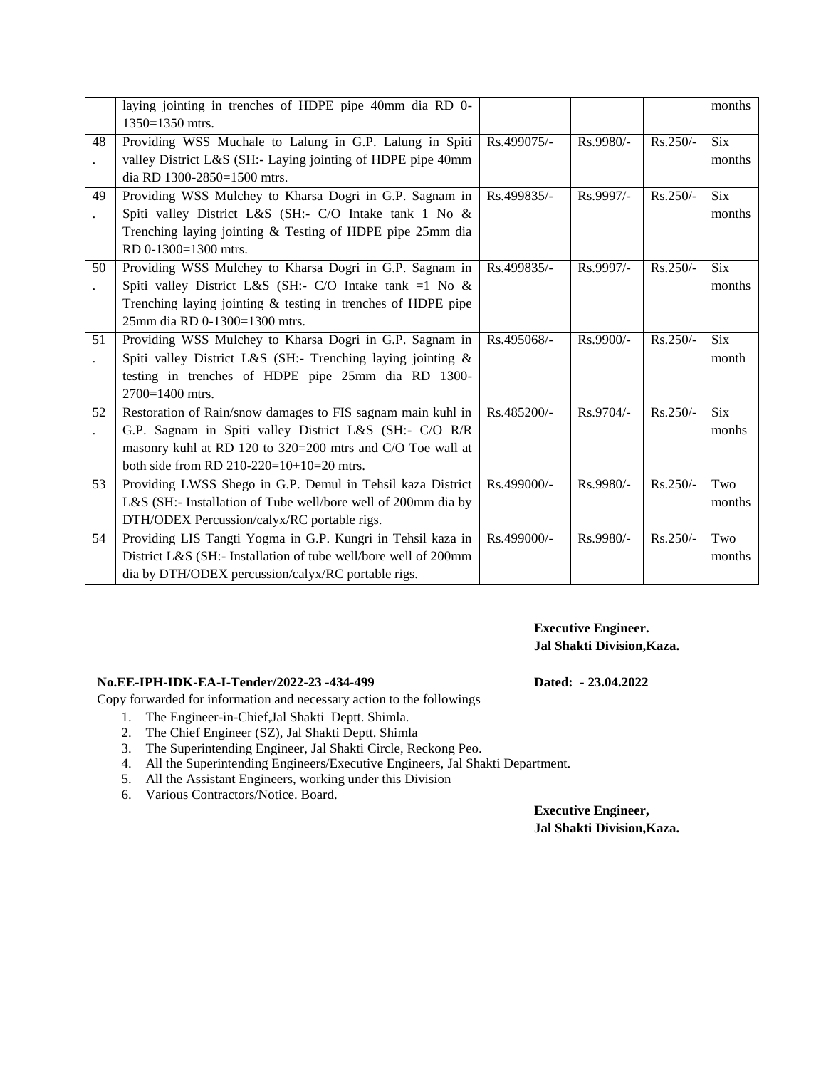| | | | | | |
|---|---|---|---|---|---|
| | laying jointing in trenches of HDPE pipe 40mm dia RD 0-1350=1350 mtrs. | | | | months |
| 48. | Providing WSS Muchale to Lalung in G.P. Lalung in Spiti valley District L&S (SH:- Laying jointing of HDPE pipe 40mm dia RD 1300-2850=1500 mtrs. | Rs.499075/- | Rs.9980/- | Rs.250/- | Six months |
| 49. | Providing WSS Mulchey to Kharsa Dogri in G.P. Sagnam in Spiti valley District L&S (SH:- C/O Intake tank 1 No & Trenching laying jointing & Testing of HDPE pipe 25mm dia RD 0-1300=1300 mtrs. | Rs.499835/- | Rs.9997/- | Rs.250/- | Six months |
| 50. | Providing WSS Mulchey to Kharsa Dogri in G.P. Sagnam in Spiti valley District L&S (SH:- C/O Intake tank =1 No & Trenching laying jointing & testing in trenches of HDPE pipe 25mm dia RD 0-1300=1300 mtrs. | Rs.499835/- | Rs.9997/- | Rs.250/- | Six months |
| 51. | Providing WSS Mulchey to Kharsa Dogri in G.P. Sagnam in Spiti valley District L&S (SH:- Trenching laying jointing & testing in trenches of HDPE pipe 25mm dia RD 1300-2700=1400 mtrs. | Rs.495068/- | Rs.9900/- | Rs.250/- | Six month |
| 52. | Restoration of Rain/snow damages to FIS sagnam main kuhl in G.P. Sagnam in Spiti valley District L&S (SH:- C/O R/R masonry kuhl at RD 120 to 320=200 mtrs and C/O Toe wall at both side from RD 210-220=10+10=20 mtrs. | Rs.485200/- | Rs.9704/- | Rs.250/- | Six monhs |
| 53 | Providing LWSS Shego in G.P. Demul in Tehsil kaza District L&S (SH:- Installation of Tube well/bore well of 200mm dia by DTH/ODEX Percussion/calyx/RC portable rigs. | Rs.499000/- | Rs.9980/- | Rs.250/- | Two months |
| 54 | Providing LIS Tangti Yogma in G.P. Kungri in Tehsil kaza in District L&S (SH:- Installation of tube well/bore well of 200mm dia by DTH/ODEX percussion/calyx/RC portable rigs. | Rs.499000/- | Rs.9980/- | Rs.250/- | Two months |

**Executive Engineer.**
**Jal Shakti Division,Kaza.**

**No.EE-IPH-IDK-EA-I-Tender/2022-23 -434-499** **Dated: - 23.04.2022**

Copy forwarded for information and necessary action to the followings

1. The Engineer-in-Chief,Jal Shakti Deptt. Shimla.
2. The Chief Engineer (SZ), Jal Shakti Deptt. Shimla
3. The Superintending Engineer, Jal Shakti Circle, Reckong Peo.
4. All the Superintending Engineers/Executive Engineers, Jal Shakti Department.
5. All the Assistant Engineers, working under this Division
6. Various Contractors/Notice. Board.

**Executive Engineer,**
**Jal Shakti Division,Kaza.**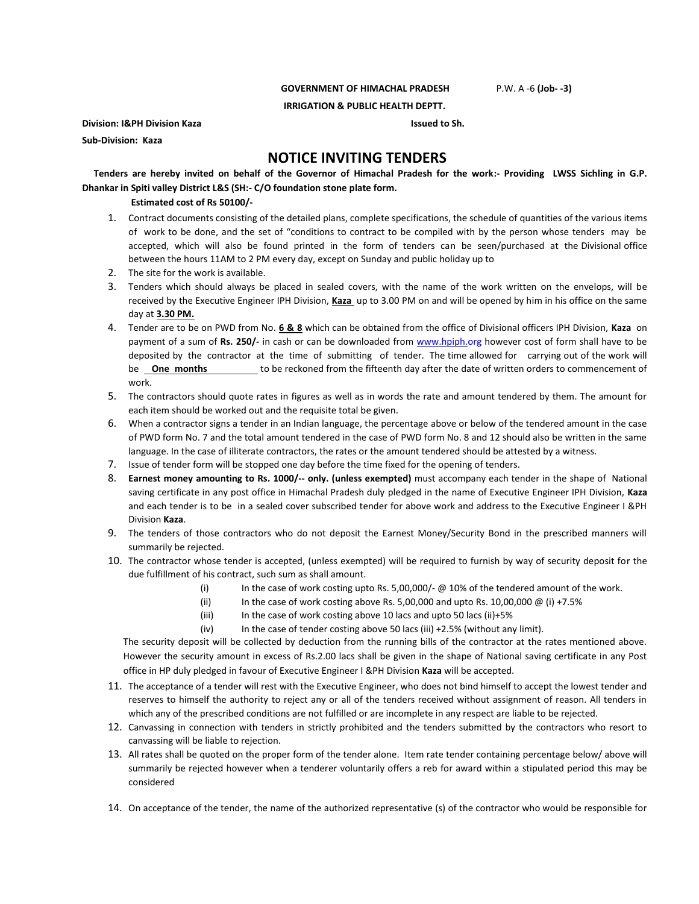**GOVERNMENT OF HIMACHAL PRADESH** P.W. A -6 **(Job- -3)**

**IRRIGATION & PUBLIC HEALTH DEPTT.**

**Division: I&PH Division Kaza** **Issued to Sh.**

**Sub-Division: Kaza**

# NOTICE INVITING TENDERS

**Tenders are hereby invited on behalf of the Governor of Himachal Pradesh for the work:- Providing LWSS Sichling in G.P. Dhankar in Spiti valley District L&S (SH:- C/O foundation stone plate form.**

**Estimated cost of Rs 50100/-**

1. Contract documents consisting of the detailed plans, complete specifications, the schedule of quantities of the various items of work to be done, and the set of "conditions to contract to be compiled with by the person whose tenders may be accepted, which will also be found printed in the form of tenders can be seen/purchased at the Divisional office between the hours 11AM to 2 PM every day, except on Sunday and public holiday up to
2. The site for the work is available.
3. Tenders which should always be placed in sealed covers, with the name of the work written on the envelops, will be received by the Executive Engineer IPH Division, **Kaza** up to 3.00 PM on and will be opened by him in his office on the same day at **3.30 PM.**
4. Tender are to be on PWD from No. **6 & 8** which can be obtained from the office of Divisional officers IPH Division, **Kaza** on payment of a sum of **Rs. 250/-** in cash or can be downloaded from www.hpiph.org however cost of form shall have to be deposited by the contractor at the time of submitting of tender. The time allowed for carrying out of the work will be **One months** to be reckoned from the fifteenth day after the date of written orders to commencement of work.
5. The contractors should quote rates in figures as well as in words the rate and amount tendered by them. The amount for each item should be worked out and the requisite total be given.
6. When a contractor signs a tender in an Indian language, the percentage above or below of the tendered amount in the case of PWD form No. 7 and the total amount tendered in the case of PWD form No. 8 and 12 should also be written in the same language. In the case of illiterate contractors, the rates or the amount tendered should be attested by a witness.
7. Issue of tender form will be stopped one day before the time fixed for the opening of tenders.
8. **Earnest money amounting to Rs. 1000/-- only. (unless exempted)** must accompany each tender in the shape of National saving certificate in any post office in Himachal Pradesh duly pledged in the name of Executive Engineer IPH Division, **Kaza** and each tender is to be in a sealed cover subscribed tender for above work and address to the Executive Engineer I &PH Division **Kaza**.
9. The tenders of those contractors who do not deposit the Earnest Money/Security Bond in the prescribed manners will summarily be rejected.
10. The contractor whose tender is accepted, (unless exempted) will be required to furnish by way of security deposit for the due fulfillment of his contract, such sum as shall amount.
    - (i) In the case of work costing upto Rs. 5,00,000/- @ 10% of the tendered amount of the work.
    - (ii) In the case of work costing above Rs. 5,00,000 and upto Rs. 10,00,000 @ (i) +7.5%
    - (iii) In the case of work costing above 10 lacs and upto 50 lacs (ii)+5%
    - (iv) In the case of tender costing above 50 lacs (iii) +2.5% (without any limit).

    The security deposit will be collected by deduction from the running bills of the contractor at the rates mentioned above. However the security amount in excess of Rs.2.00 lacs shall be given in the shape of National saving certificate in any Post office in HP duly pledged in favour of Executive Engineer I &PH Division **Kaza** will be accepted.
11. The acceptance of a tender will rest with the Executive Engineer, who does not bind himself to accept the lowest tender and reserves to himself the authority to reject any or all of the tenders received without assignment of reason. All tenders in which any of the prescribed conditions are not fulfilled or are incomplete in any respect are liable to be rejected.
12. Canvassing in connection with tenders in strictly prohibited and the tenders submitted by the contractors who resort to canvassing will be liable to rejection.
13. All rates shall be quoted on the proper form of the tender alone. Item rate tender containing percentage below/ above will summarily be rejected however when a tenderer voluntarily offers a reb for award within a stipulated period this may be considered
14. On acceptance of the tender, the name of the authorized representative (s) of the contractor who would be responsible for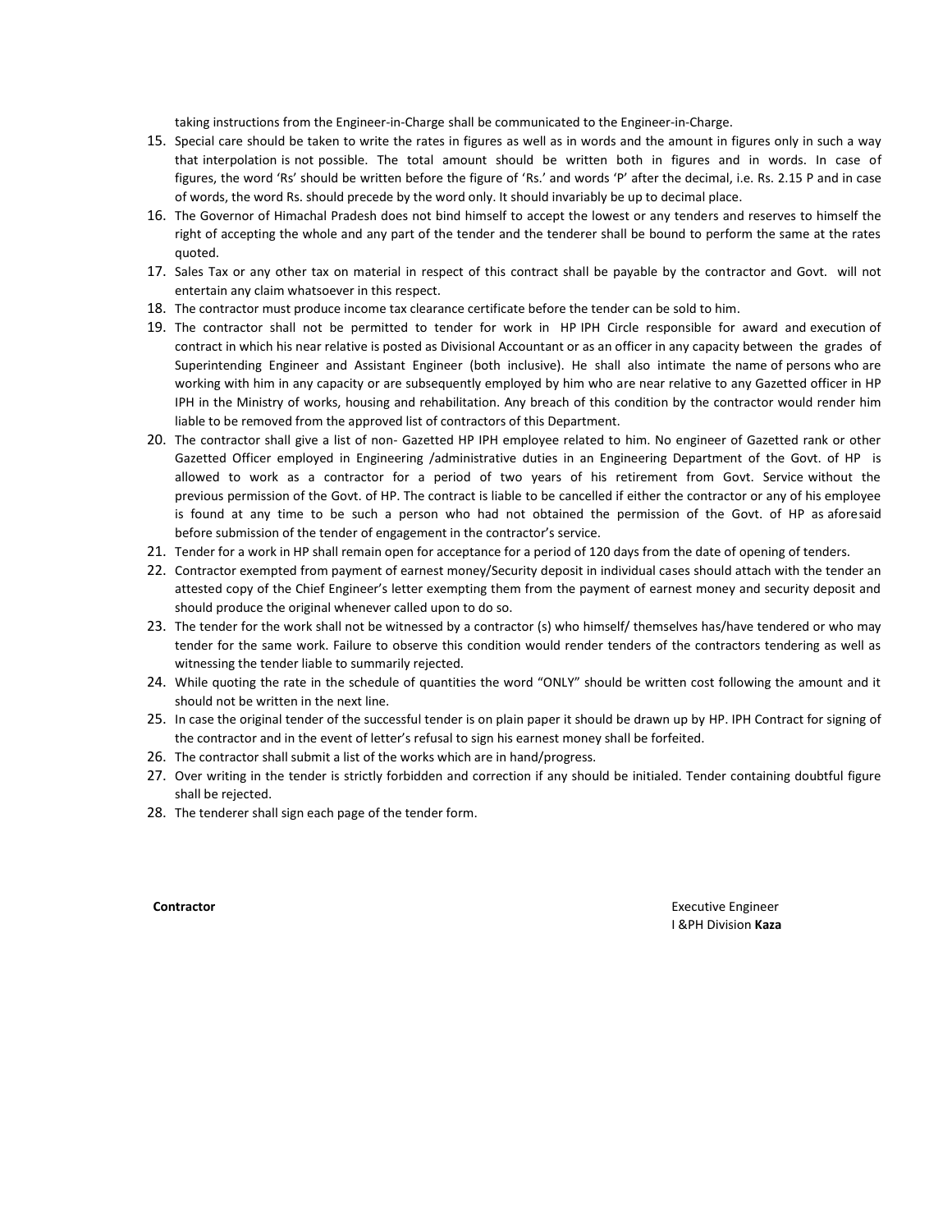taking instructions from the Engineer-in-Charge shall be communicated to the Engineer-in-Charge.

15. Special care should be taken to write the rates in figures as well as in words and the amount in figures only in such a way that interpolation is not possible. The total amount should be written both in figures and in words. In case of figures, the word 'Rs' should be written before the figure of 'Rs.' and words 'P' after the decimal, i.e. Rs. 2.15 P and in case of words, the word Rs. should precede by the word only. It should invariably be up to decimal place.
16. The Governor of Himachal Pradesh does not bind himself to accept the lowest or any tenders and reserves to himself the right of accepting the whole and any part of the tender and the tenderer shall be bound to perform the same at the rates quoted.
17. Sales Tax or any other tax on material in respect of this contract shall be payable by the contractor and Govt. will not entertain any claim whatsoever in this respect.
18. The contractor must produce income tax clearance certificate before the tender can be sold to him.
19. The contractor shall not be permitted to tender for work in HP IPH Circle responsible for award and execution of contract in which his near relative is posted as Divisional Accountant or as an officer in any capacity between the grades of Superintending Engineer and Assistant Engineer (both inclusive). He shall also intimate the name of persons who are working with him in any capacity or are subsequently employed by him who are near relative to any Gazetted officer in HP IPH in the Ministry of works, housing and rehabilitation. Any breach of this condition by the contractor would render him liable to be removed from the approved list of contractors of this Department.
20. The contractor shall give a list of non- Gazetted HP IPH employee related to him. No engineer of Gazetted rank or other Gazetted Officer employed in Engineering /administrative duties in an Engineering Department of the Govt. of HP is allowed to work as a contractor for a period of two years of his retirement from Govt. Service without the previous permission of the Govt. of HP. The contract is liable to be cancelled if either the contractor or any of his employee is found at any time to be such a person who had not obtained the permission of the Govt. of HP as aforesaid before submission of the tender of engagement in the contractor's service.
21. Tender for a work in HP shall remain open for acceptance for a period of 120 days from the date of opening of tenders.
22. Contractor exempted from payment of earnest money/Security deposit in individual cases should attach with the tender an attested copy of the Chief Engineer's letter exempting them from the payment of earnest money and security deposit and should produce the original whenever called upon to do so.
23. The tender for the work shall not be witnessed by a contractor (s) who himself/ themselves has/have tendered or who may tender for the same work. Failure to observe this condition would render tenders of the contractors tendering as well as witnessing the tender liable to summarily rejected.
24. While quoting the rate in the schedule of quantities the word "ONLY" should be written cost following the amount and it should not be written in the next line.
25. In case the original tender of the successful tender is on plain paper it should be drawn up by HP. IPH Contract for signing of the contractor and in the event of letter's refusal to sign his earnest money shall be forfeited.
26. The contractor shall submit a list of the works which are in hand/progress.
27. Over writing in the tender is strictly forbidden and correction if any should be initialed. Tender containing doubtful figure shall be rejected.
28. The tenderer shall sign each page of the tender form.

**Contractor**

Executive Engineer
I &PH Division **Kaza**